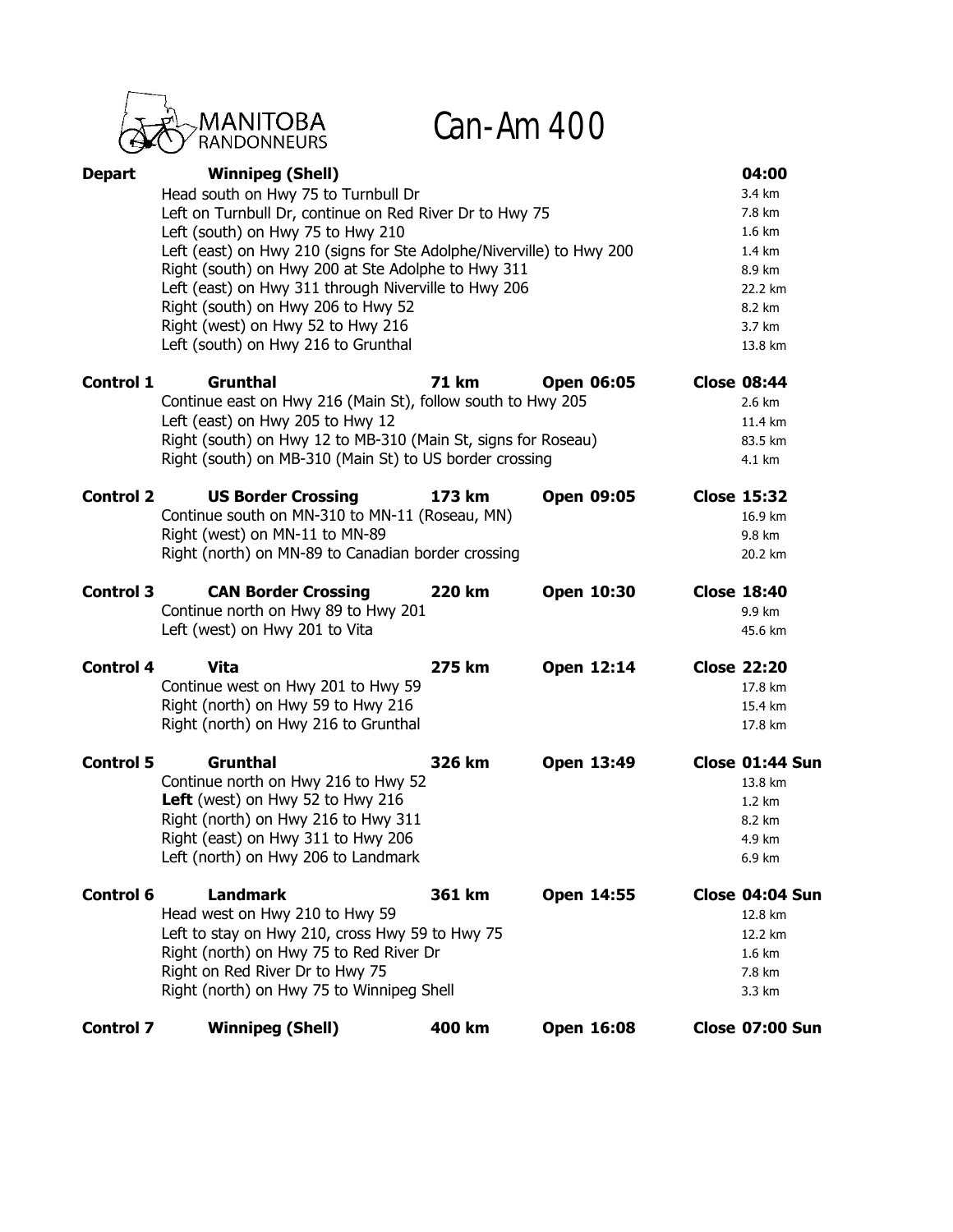MANITOBA RANDONNEURS

# Can-Am 400

| | | | | |
|---|---|---|---|---|
| **Depart** | **Winnipeg (Shell)** | | | **04:00** |
| | Head south on Hwy 75 to Turnbull Dr | | | 3.4 km |
| | Left on Turnbull Dr, continue on Red River Dr to Hwy 75 | | | 7.8 km |
| | Left (south) on Hwy 75 to Hwy 210 | | | 1.6 km |
| | Left (east) on Hwy 210 (signs for Ste Adolphe/Niverville) to Hwy 200 | | | 1.4 km |
| | Right (south) on Hwy 200 at Ste Adolphe to Hwy 311 | | | 8.9 km |
| | Left (east) on Hwy 311 through Niverville to Hwy 206 | | | 22.2 km |
| | Right (south) on Hwy 206 to Hwy 52 | | | 8.2 km |
| | Right (west) on Hwy 52 to Hwy 216 | | | 3.7 km |
| | Left (south) on Hwy 216 to Grunthal | | | 13.8 km |
| **Control 1** | **Grunthal** | **71 km** | **Open 06:05** | **Close 08:44** |
| | Continue east on Hwy 216 (Main St), follow south to Hwy 205 | | | 2.6 km |
| | Left (east) on Hwy 205 to Hwy 12 | | | 11.4 km |
| | Right (south) on Hwy 12 to MB-310 (Main St, signs for Roseau) | | | 83.5 km |
| | Right (south) on MB-310 (Main St) to US border crossing | | | 4.1 km |
| **Control 2** | **US Border Crossing** | **173 km** | **Open 09:05** | **Close 15:32** |
| | Continue south on MN-310 to MN-11 (Roseau, MN) | | | 16.9 km |
| | Right (west) on MN-11 to MN-89 | | | 9.8 km |
| | Right (north) on MN-89 to Canadian border crossing | | | 20.2 km |
| **Control 3** | **CAN Border Crossing** | **220 km** | **Open 10:30** | **Close 18:40** |
| | Continue north on Hwy 89 to Hwy 201 | | | 9.9 km |
| | Left (west) on Hwy 201 to Vita | | | 45.6 km |
| **Control 4** | **Vita** | **275 km** | **Open 12:14** | **Close 22:20** |
| | Continue west on Hwy 201 to Hwy 59 | | | 17.8 km |
| | Right (north) on Hwy 59 to Hwy 216 | | | 15.4 km |
| | Right (north) on Hwy 216 to Grunthal | | | 17.8 km |
| **Control 5** | **Grunthal** | **326 km** | **Open 13:49** | **Close 01:44 Sun** |
| | Continue north on Hwy 216 to Hwy 52 | | | 13.8 km |
| | **Left** (west) on Hwy 52 to Hwy 216 | | | 1.2 km |
| | Right (north) on Hwy 216 to Hwy 311 | | | 8.2 km |
| | Right (east) on Hwy 311 to Hwy 206 | | | 4.9 km |
| | Left (north) on Hwy 206 to Landmark | | | 6.9 km |
| **Control 6** | **Landmark** | **361 km** | **Open 14:55** | **Close 04:04 Sun** |
| | Head west on Hwy 210 to Hwy 59 | | | 12.8 km |
| | Left to stay on Hwy 210, cross Hwy 59 to Hwy 75 | | | 12.2 km |
| | Right (north) on Hwy 75 to Red River Dr | | | 1.6 km |
| | Right on Red River Dr to Hwy 75 | | | 7.8 km |
| | Right (north) on Hwy 75 to Winnipeg Shell | | | 3.3 km |
| **Control 7** | **Winnipeg (Shell)** | **400 km** | **Open 16:08** | **Close 07:00 Sun** |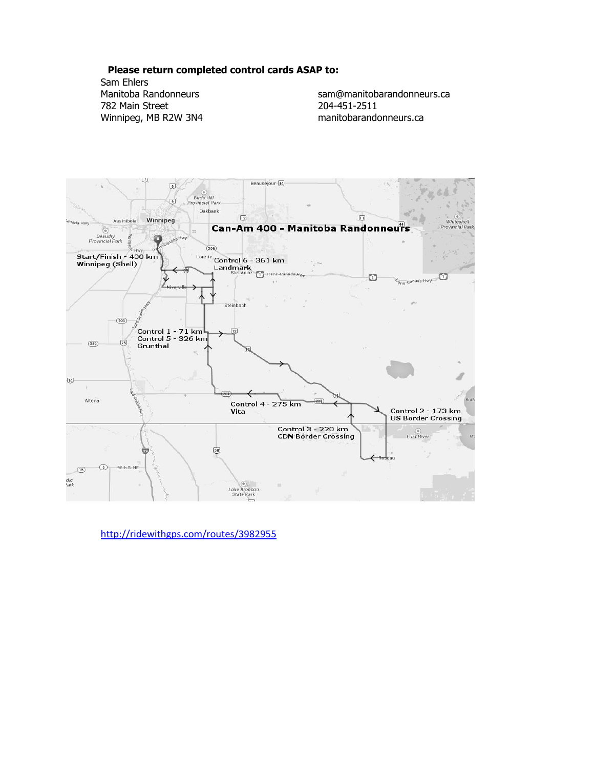**Please return completed control cards ASAP to:**

Sam Ehlers
Manitoba Randonneurs
782 Main Street
Winnipeg, MB R2W 3N4

sam@manitobarandonneurs.ca
204-451-2511
manitobarandonneurs.ca

Can-Am 400 - Manitoba Randonneurs

Start/Finish - 400 km
Winnipeg (Shell)

Control 6 - 361 km
Landmark

Control 1 - 71 km
Control 5 - 326 km
Grunthal

Control 4 - 275 km
Vita

Control 2 - 173 km
US Border Crossing

Control 3 - 220 km
CDN Border Crossing

http://ridewithgps.com/routes/3982955